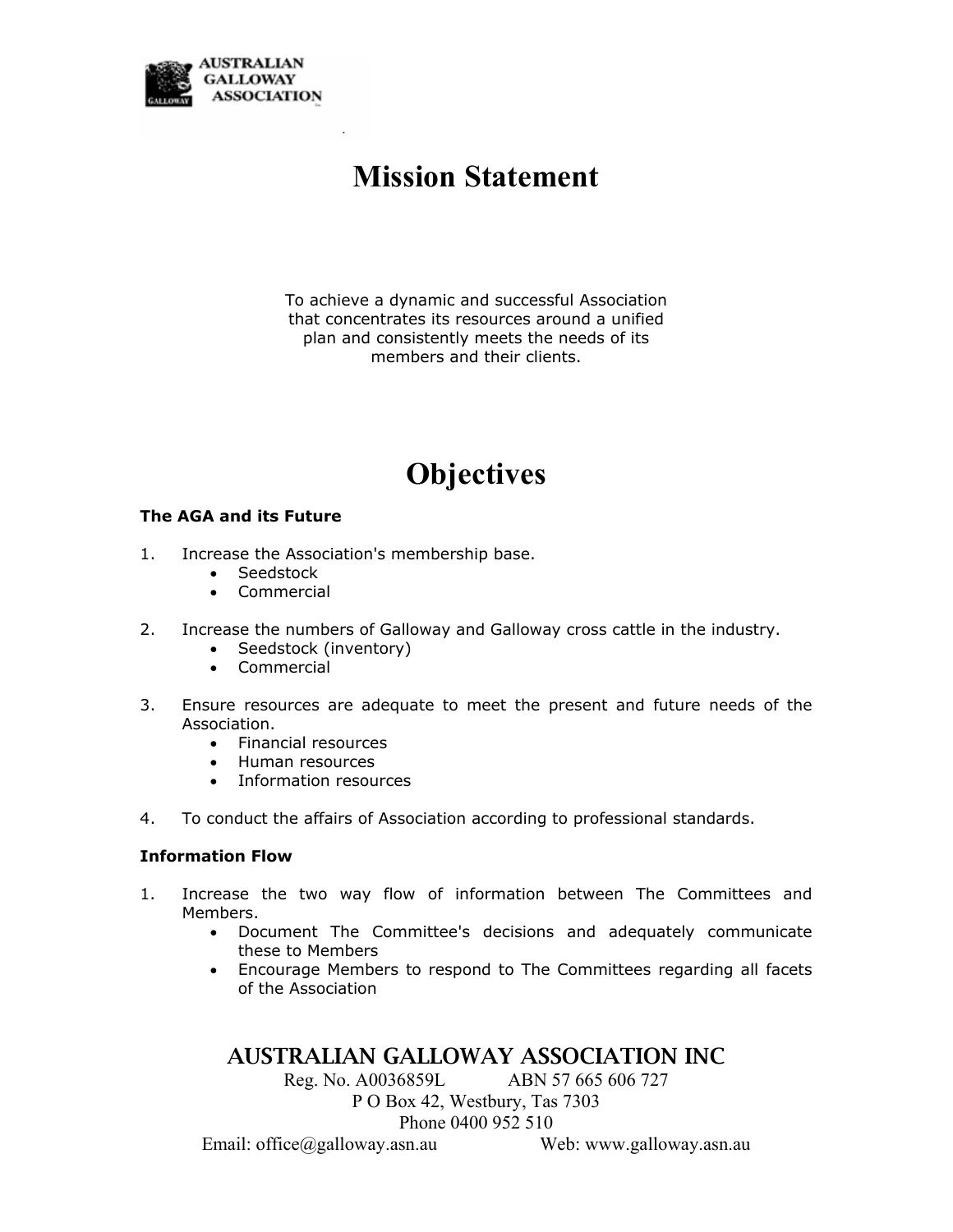AUSTRALIAN GALLOWAY ASSOCIATION

# Mission Statement

To achieve a dynamic and successful Association that concentrates its resources around a unified plan and consistently meets the needs of its members and their clients.

# Objectives

**The AGA and its Future**

1. Increase the Association's membership base.
   - Seedstock
   - Commercial

2. Increase the numbers of Galloway and Galloway cross cattle in the industry.
   - Seedstock (inventory)
   - Commercial

3. Ensure resources are adequate to meet the present and future needs of the Association.
   - Financial resources
   - Human resources
   - Information resources

4. To conduct the affairs of Association according to professional standards.

**Information Flow**

1. Increase the two way flow of information between The Committees and Members.
   - Document The Committee's decisions and adequately communicate these to Members
   - Encourage Members to respond to The Committees regarding all facets of the Association

AUSTRALIAN GALLOWAY ASSOCIATION INC
Reg. No. A0036859L ABN 57 665 606 727
P O Box 42, Westbury, Tas 7303
Phone 0400 952 510
Email: office@galloway.asn.au Web: www.galloway.asn.au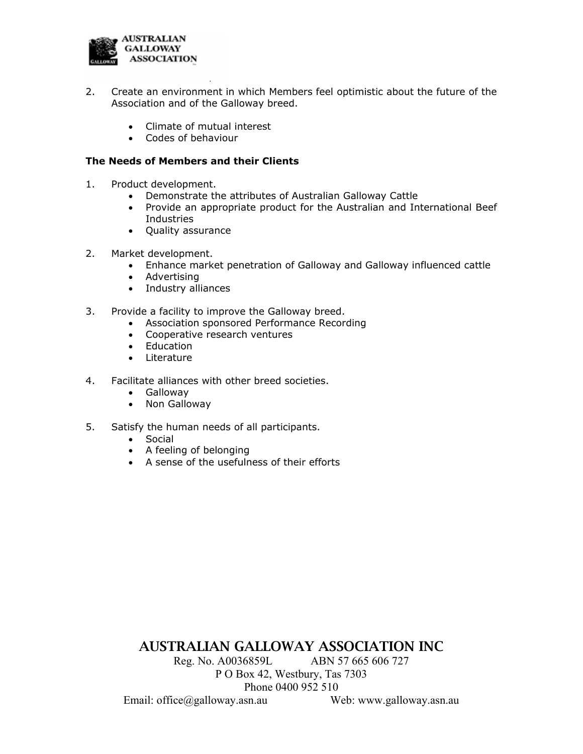2. Create an environment in which Members feel optimistic about the future of the Association and of the Galloway breed.
    - Climate of mutual interest
    - Codes of behaviour

**The Needs of Members and their Clients**

1. Product development.
    - Demonstrate the attributes of Australian Galloway Cattle
    - Provide an appropriate product for the Australian and International Beef Industries
    - Quality assurance

2. Market development.
    - Enhance market penetration of Galloway and Galloway influenced cattle
    - Advertising
    - Industry alliances

3. Provide a facility to improve the Galloway breed.
    - Association sponsored Performance Recording
    - Cooperative research ventures
    - Education
    - Literature

4. Facilitate alliances with other breed societies.
    - Galloway
    - Non Galloway

5. Satisfy the human needs of all participants.
    - Social
    - A feeling of belonging
    - A sense of the usefulness of their efforts